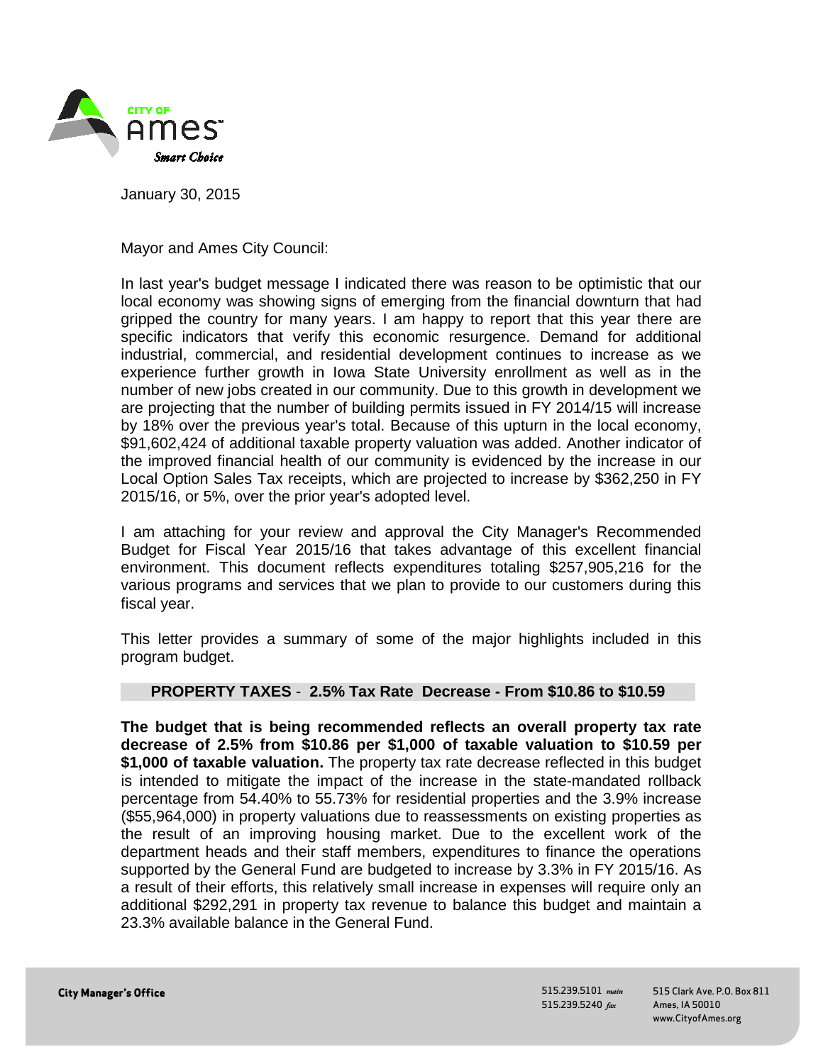January 30, 2015

Mayor and Ames City Council:

In last year's budget message I indicated there was reason to be optimistic that our local economy was showing signs of emerging from the financial downturn that had gripped the country for many years. I am happy to report that this year there are specific indicators that verify this economic resurgence. Demand for additional industrial, commercial, and residential development continues to increase as we experience further growth in Iowa State University enrollment as well as in the number of new jobs created in our community. Due to this growth in development we are projecting that the number of building permits issued in FY 2014/15 will increase by 18% over the previous year's total. Because of this upturn in the local economy, $91,602,424 of additional taxable property valuation was added. Another indicator of the improved financial health of our community is evidenced by the increase in our Local Option Sales Tax receipts, which are projected to increase by $362,250 in FY 2015/16, or 5%, over the prior year's adopted level.

I am attaching for your review and approval the City Manager's Recommended Budget for Fiscal Year 2015/16 that takes advantage of this excellent financial environment. This document reflects expenditures totaling $257,905,216 for the various programs and services that we plan to provide to our customers during this fiscal year.

This letter provides a summary of some of the major highlights included in this program budget.

## PROPERTY TAXES - 2.5% Tax Rate Decrease - From $10.86 to $10.59

**The budget that is being recommended reflects an overall property tax rate decrease of 2.5% from $10.86 per $1,000 of taxable valuation to $10.59 per $1,000 of taxable valuation.** The property tax rate decrease reflected in this budget is intended to mitigate the impact of the increase in the state-mandated rollback percentage from 54.40% to 55.73% for residential properties and the 3.9% increase ($55,964,000) in property valuations due to reassessments on existing properties as the result of an improving housing market. Due to the excellent work of the department heads and their staff members, expenditures to finance the operations supported by the General Fund are budgeted to increase by 3.3% in FY 2015/16. As a result of their efforts, this relatively small increase in expenses will require only an additional $292,291 in property tax revenue to balance this budget and maintain a 23.3% available balance in the General Fund.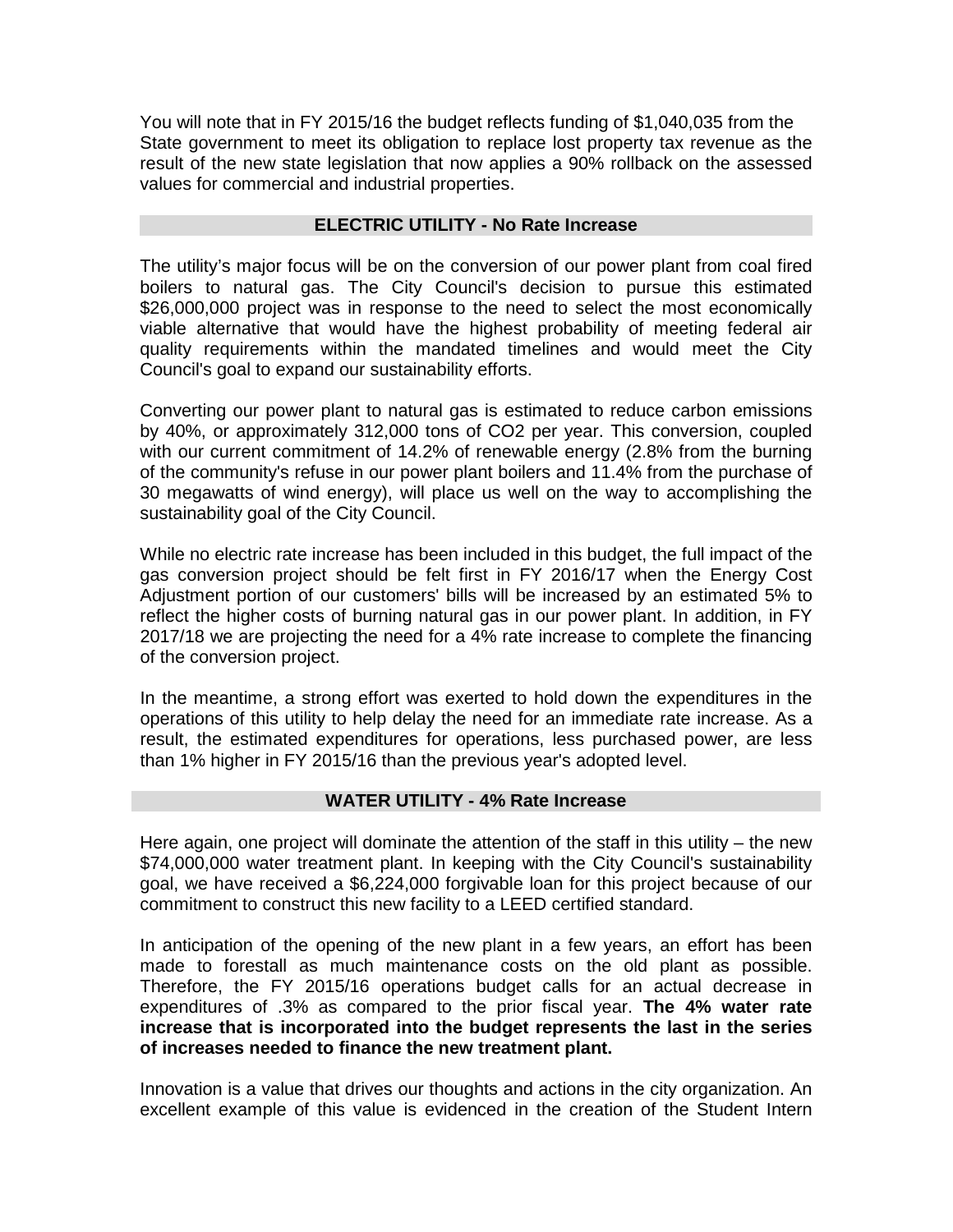You will note that in FY 2015/16 the budget reflects funding of $1,040,035 from the State government to meet its obligation to replace lost property tax revenue as the result of the new state legislation that now applies a 90% rollback on the assessed values for commercial and industrial properties.

## ELECTRIC UTILITY - No Rate Increase

The utility's major focus will be on the conversion of our power plant from coal fired boilers to natural gas. The City Council's decision to pursue this estimated $26,000,000 project was in response to the need to select the most economically viable alternative that would have the highest probability of meeting federal air quality requirements within the mandated timelines and would meet the City Council's goal to expand our sustainability efforts.

Converting our power plant to natural gas is estimated to reduce carbon emissions by 40%, or approximately 312,000 tons of $CO_2$ per year. This conversion, coupled with our current commitment of 14.2% of renewable energy (2.8% from the burning of the community's refuse in our power plant boilers and 11.4% from the purchase of 30 megawatts of wind energy), will place us well on the way to accomplishing the sustainability goal of the City Council.

While no electric rate increase has been included in this budget, the full impact of the gas conversion project should be felt first in FY 2016/17 when the Energy Cost Adjustment portion of our customers' bills will be increased by an estimated 5% to reflect the higher costs of burning natural gas in our power plant. In addition, in FY 2017/18 we are projecting the need for a 4% rate increase to complete the financing of the conversion project.

In the meantime, a strong effort was exerted to hold down the expenditures in the operations of this utility to help delay the need for an immediate rate increase. As a result, the estimated expenditures for operations, less purchased power, are less than 1% higher in FY 2015/16 than the previous year's adopted level.

## WATER UTILITY - 4% Rate Increase

Here again, one project will dominate the attention of the staff in this utility – the new $74,000,000 water treatment plant. In keeping with the City Council's sustainability goal, we have received a $6,224,000 forgivable loan for this project because of our commitment to construct this new facility to a LEED certified standard.

In anticipation of the opening of the new plant in a few years, an effort has been made to forestall as much maintenance costs on the old plant as possible. Therefore, the FY 2015/16 operations budget calls for an actual decrease in expenditures of .3% as compared to the prior fiscal year. **The 4% water rate increase that is incorporated into the budget represents the last in the series of increases needed to finance the new treatment plant.**

Innovation is a value that drives our thoughts and actions in the city organization. An excellent example of this value is evidenced in the creation of the Student Intern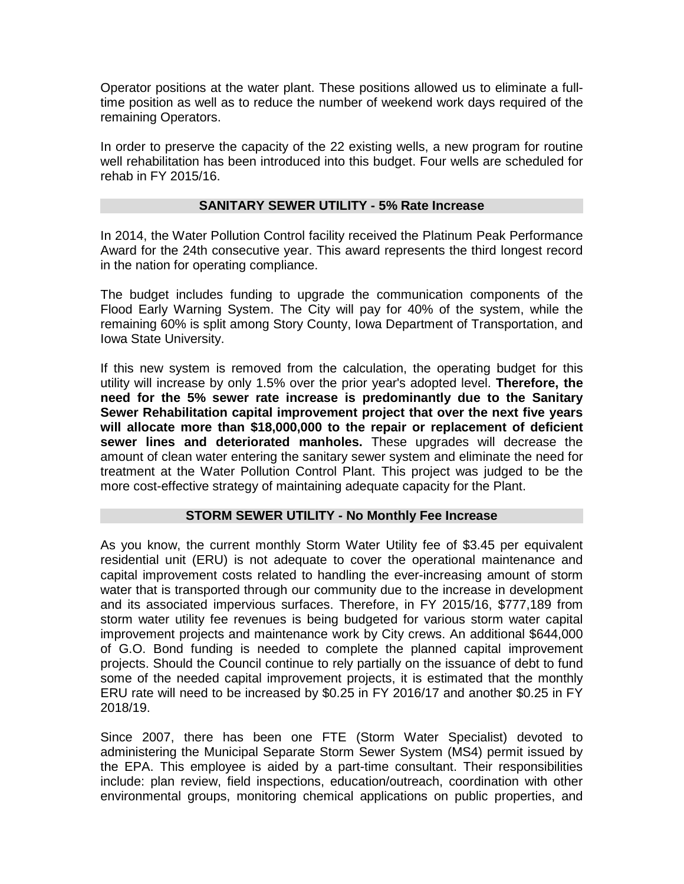Operator positions at the water plant. These positions allowed us to eliminate a full-time position as well as to reduce the number of weekend work days required of the remaining Operators.

In order to preserve the capacity of the 22 existing wells, a new program for routine well rehabilitation has been introduced into this budget. Four wells are scheduled for rehab in FY 2015/16.

## SANITARY SEWER UTILITY - 5% Rate Increase

In 2014, the Water Pollution Control facility received the Platinum Peak Performance Award for the 24th consecutive year. This award represents the third longest record in the nation for operating compliance.

The budget includes funding to upgrade the communication components of the Flood Early Warning System. The City will pay for 40% of the system, while the remaining 60% is split among Story County, Iowa Department of Transportation, and Iowa State University.

If this new system is removed from the calculation, the operating budget for this utility will increase by only 1.5% over the prior year's adopted level. **Therefore, the need for the 5% sewer rate increase is predominantly due to the Sanitary Sewer Rehabilitation capital improvement project that over the next five years will allocate more than $18,000,000 to the repair or replacement of deficient sewer lines and deteriorated manholes.** These upgrades will decrease the amount of clean water entering the sanitary sewer system and eliminate the need for treatment at the Water Pollution Control Plant. This project was judged to be the more cost-effective strategy of maintaining adequate capacity for the Plant.

## STORM SEWER UTILITY - No Monthly Fee Increase

As you know, the current monthly Storm Water Utility fee of $3.45 per equivalent residential unit (ERU) is not adequate to cover the operational maintenance and capital improvement costs related to handling the ever-increasing amount of storm water that is transported through our community due to the increase in development and its associated impervious surfaces. Therefore, in FY 2015/16, $777,189 from storm water utility fee revenues is being budgeted for various storm water capital improvement projects and maintenance work by City crews. An additional $644,000 of G.O. Bond funding is needed to complete the planned capital improvement projects. Should the Council continue to rely partially on the issuance of debt to fund some of the needed capital improvement projects, it is estimated that the monthly ERU rate will need to be increased by $0.25 in FY 2016/17 and another $0.25 in FY 2018/19.

Since 2007, there has been one FTE (Storm Water Specialist) devoted to administering the Municipal Separate Storm Sewer System (MS4) permit issued by the EPA. This employee is aided by a part-time consultant. Their responsibilities include: plan review, field inspections, education/outreach, coordination with other environmental groups, monitoring chemical applications on public properties, and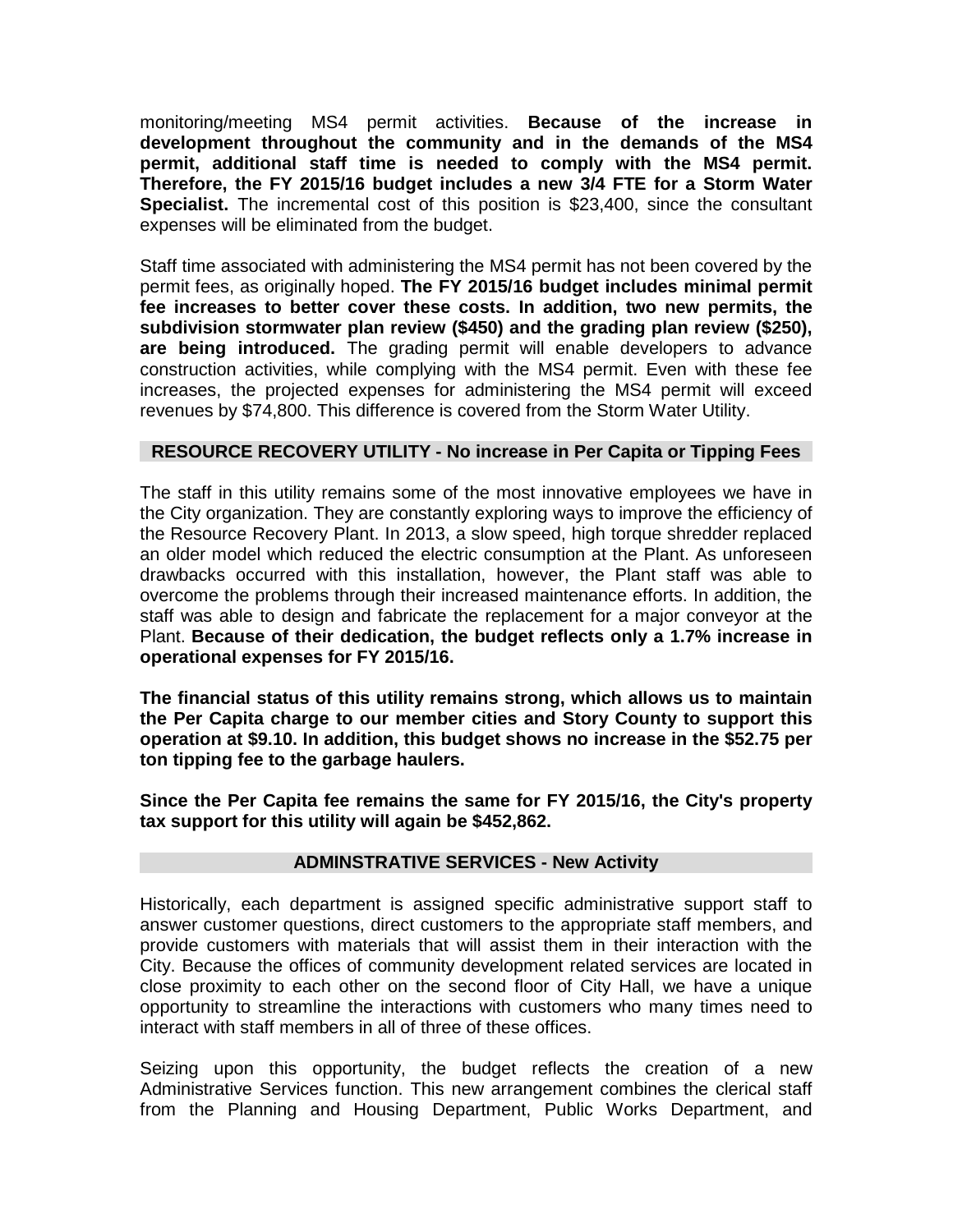monitoring/meeting MS4 permit activities. **Because of the increase in development throughout the community and in the demands of the MS4 permit, additional staff time is needed to comply with the MS4 permit. Therefore, the FY 2015/16 budget includes a new 3/4 FTE for a Storm Water Specialist.** The incremental cost of this position is $23,400, since the consultant expenses will be eliminated from the budget.

Staff time associated with administering the MS4 permit has not been covered by the permit fees, as originally hoped. **The FY 2015/16 budget includes minimal permit fee increases to better cover these costs. In addition, two new permits, the subdivision stormwater plan review ($450) and the grading plan review ($250), are being introduced.** The grading permit will enable developers to advance construction activities, while complying with the MS4 permit. Even with these fee increases, the projected expenses for administering the MS4 permit will exceed revenues by $74,800. This difference is covered from the Storm Water Utility.

## RESOURCE RECOVERY UTILITY - No increase in Per Capita or Tipping Fees

The staff in this utility remains some of the most innovative employees we have in the City organization. They are constantly exploring ways to improve the efficiency of the Resource Recovery Plant. In 2013, a slow speed, high torque shredder replaced an older model which reduced the electric consumption at the Plant. As unforeseen drawbacks occurred with this installation, however, the Plant staff was able to overcome the problems through their increased maintenance efforts. In addition, the staff was able to design and fabricate the replacement for a major conveyor at the Plant. **Because of their dedication, the budget reflects only a 1.7% increase in operational expenses for FY 2015/16.**

**The financial status of this utility remains strong, which allows us to maintain the Per Capita charge to our member cities and Story County to support this operation at $9.10. In addition, this budget shows no increase in the $52.75 per ton tipping fee to the garbage haulers.**

**Since the Per Capita fee remains the same for FY 2015/16, the City's property tax support for this utility will again be $452,862.**

## ADMINSTRATIVE SERVICES - New Activity

Historically, each department is assigned specific administrative support staff to answer customer questions, direct customers to the appropriate staff members, and provide customers with materials that will assist them in their interaction with the City. Because the offices of community development related services are located in close proximity to each other on the second floor of City Hall, we have a unique opportunity to streamline the interactions with customers who many times need to interact with staff members in all of three of these offices.

Seizing upon this opportunity, the budget reflects the creation of a new Administrative Services function. This new arrangement combines the clerical staff from the Planning and Housing Department, Public Works Department, and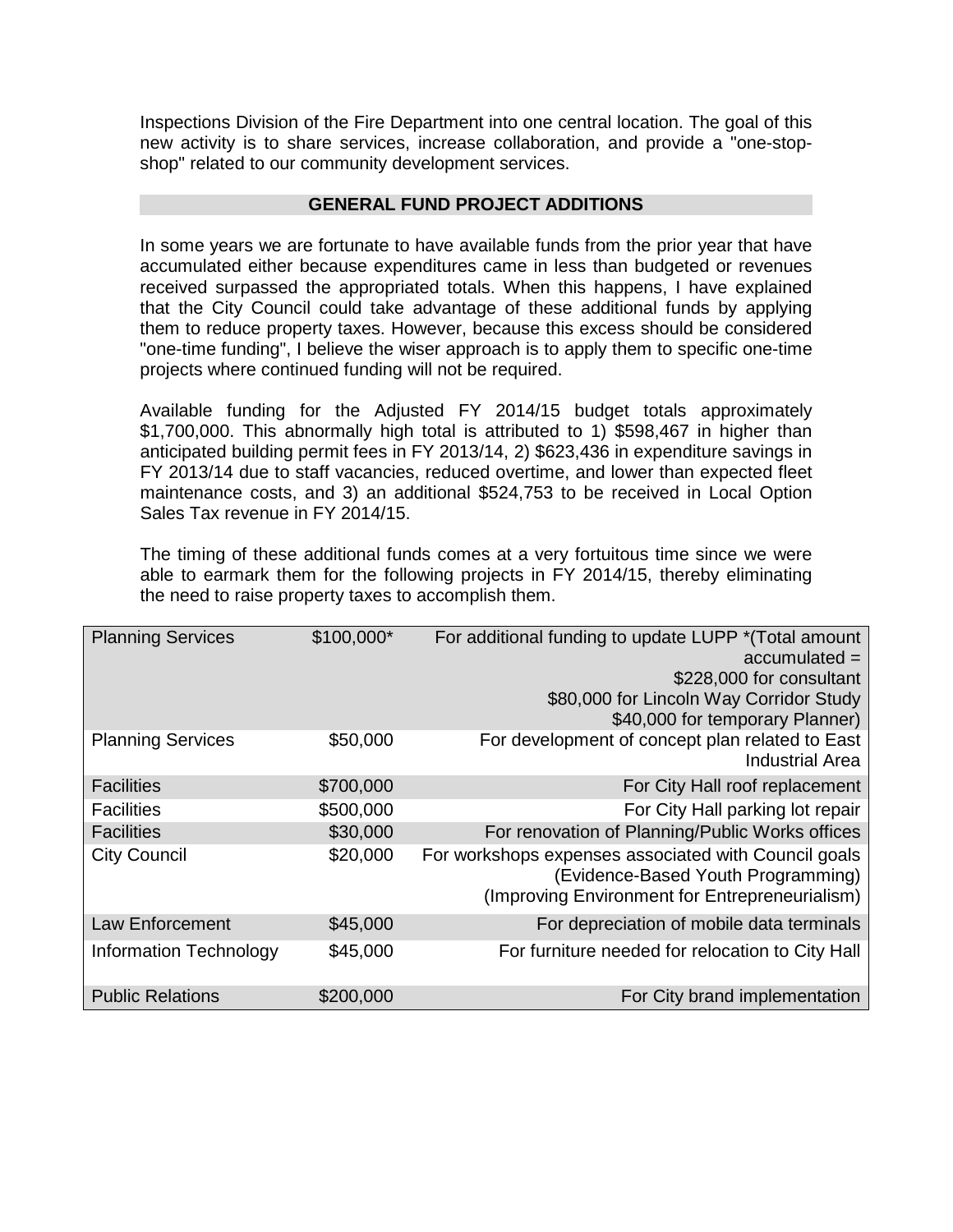Inspections Division of the Fire Department into one central location. The goal of this new activity is to share services, increase collaboration, and provide a "one-stop-shop" related to our community development services.

## GENERAL FUND PROJECT ADDITIONS

In some years we are fortunate to have available funds from the prior year that have accumulated either because expenditures came in less than budgeted or revenues received surpassed the appropriated totals. When this happens, I have explained that the City Council could take advantage of these additional funds by applying them to reduce property taxes. However, because this excess should be considered "one-time funding", I believe the wiser approach is to apply them to specific one-time projects where continued funding will not be required.

Available funding for the Adjusted FY 2014/15 budget totals approximately $1,700,000. This abnormally high total is attributed to 1) $598,467 in higher than anticipated building permit fees in FY 2013/14, 2) $623,436 in expenditure savings in FY 2013/14 due to staff vacancies, reduced overtime, and lower than expected fleet maintenance costs, and 3) an additional $524,753 to be received in Local Option Sales Tax revenue in FY 2014/15.

The timing of these additional funds comes at a very fortuitous time since we were able to earmark them for the following projects in FY 2014/15, thereby eliminating the need to raise property taxes to accomplish them.

| | | |
|---|---|---|
| Planning Services | $100,000* | For additional funding to update LUPP *(Total amount accumulated = $228,000 for consultant $80,000 for Lincoln Way Corridor Study $40,000 for temporary Planner) |
| Planning Services | $50,000 | For development of concept plan related to East Industrial Area |
| Facilities | $700,000 | For City Hall roof replacement |
| Facilities | $500,000 | For City Hall parking lot repair |
| Facilities | $30,000 | For renovation of Planning/Public Works offices |
| City Council | $20,000 | For workshops expenses associated with Council goals (Evidence-Based Youth Programming) (Improving Environment for Entrepreneurialism) |
| Law Enforcement | $45,000 | For depreciation of mobile data terminals |
| Information Technology | $45,000 | For furniture needed for relocation to City Hall |
| Public Relations | $200,000 | For City brand implementation |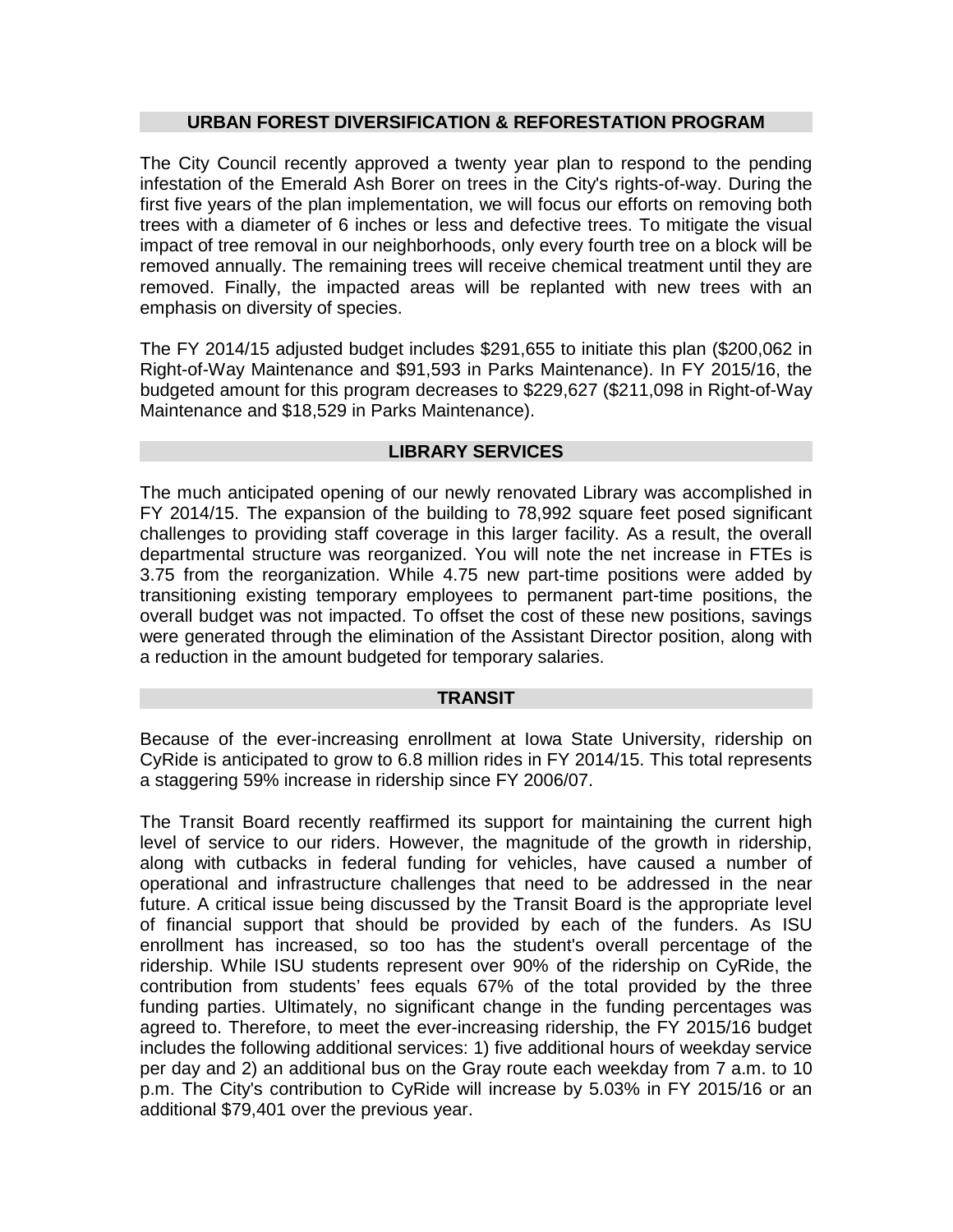## URBAN FOREST DIVERSIFICATION & REFORESTATION PROGRAM

The City Council recently approved a twenty year plan to respond to the pending infestation of the Emerald Ash Borer on trees in the City's rights-of-way. During the first five years of the plan implementation, we will focus our efforts on removing both trees with a diameter of 6 inches or less and defective trees. To mitigate the visual impact of tree removal in our neighborhoods, only every fourth tree on a block will be removed annually. The remaining trees will receive chemical treatment until they are removed. Finally, the impacted areas will be replanted with new trees with an emphasis on diversity of species.

The FY 2014/15 adjusted budget includes $291,655 to initiate this plan ($200,062 in Right-of-Way Maintenance and $91,593 in Parks Maintenance). In FY 2015/16, the budgeted amount for this program decreases to $229,627 ($211,098 in Right-of-Way Maintenance and $18,529 in Parks Maintenance).

## LIBRARY SERVICES

The much anticipated opening of our newly renovated Library was accomplished in FY 2014/15. The expansion of the building to 78,992 square feet posed significant challenges to providing staff coverage in this larger facility. As a result, the overall departmental structure was reorganized. You will note the net increase in FTEs is 3.75 from the reorganization. While 4.75 new part-time positions were added by transitioning existing temporary employees to permanent part-time positions, the overall budget was not impacted. To offset the cost of these new positions, savings were generated through the elimination of the Assistant Director position, along with a reduction in the amount budgeted for temporary salaries.

## TRANSIT

Because of the ever-increasing enrollment at Iowa State University, ridership on CyRide is anticipated to grow to 6.8 million rides in FY 2014/15. This total represents a staggering 59% increase in ridership since FY 2006/07.

The Transit Board recently reaffirmed its support for maintaining the current high level of service to our riders. However, the magnitude of the growth in ridership, along with cutbacks in federal funding for vehicles, have caused a number of operational and infrastructure challenges that need to be addressed in the near future. A critical issue being discussed by the Transit Board is the appropriate level of financial support that should be provided by each of the funders. As ISU enrollment has increased, so too has the student's overall percentage of the ridership. While ISU students represent over 90% of the ridership on CyRide, the contribution from students' fees equals 67% of the total provided by the three funding parties. Ultimately, no significant change in the funding percentages was agreed to. Therefore, to meet the ever-increasing ridership, the FY 2015/16 budget includes the following additional services: 1) five additional hours of weekday service per day and 2) an additional bus on the Gray route each weekday from 7 a.m. to 10 p.m. The City's contribution to CyRide will increase by 5.03% in FY 2015/16 or an additional $79,401 over the previous year.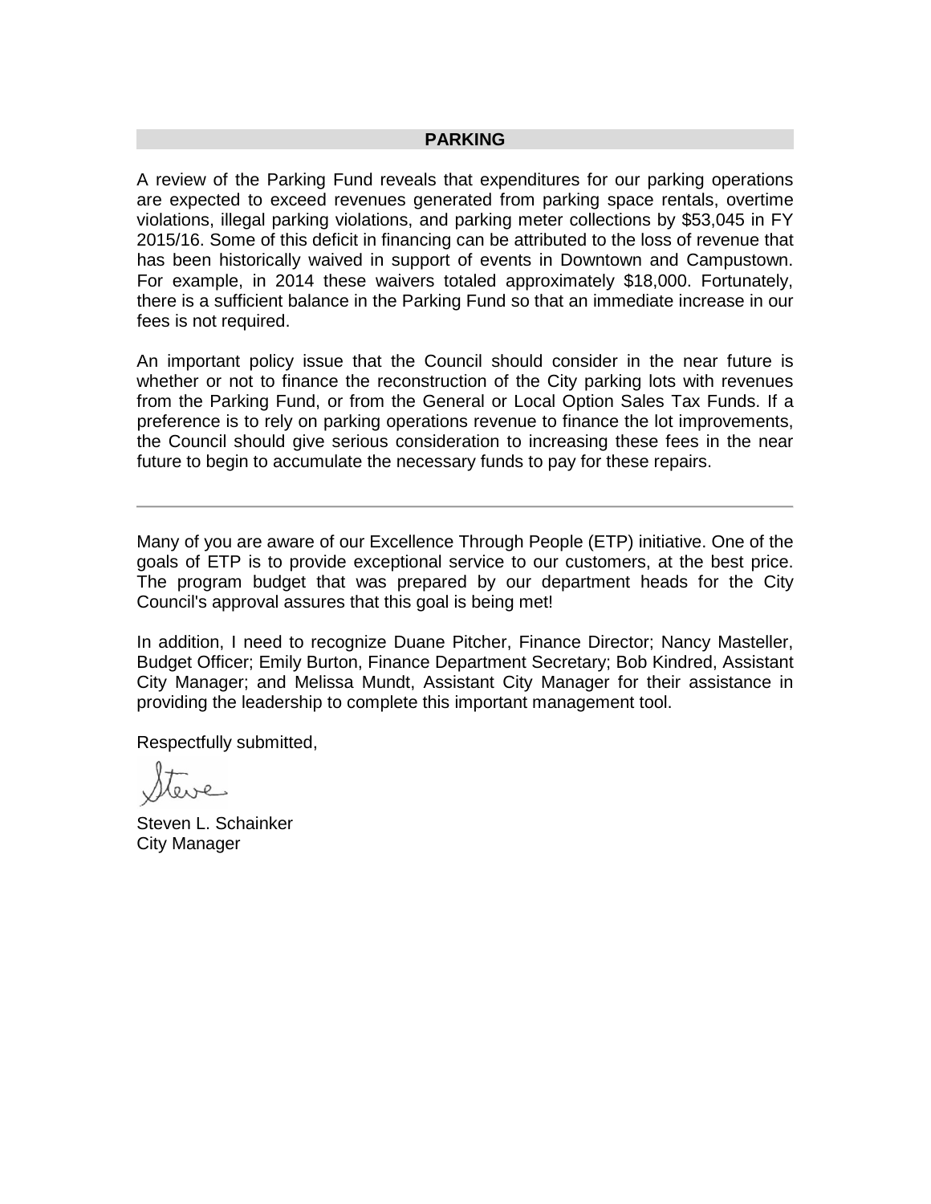## PARKING

A review of the Parking Fund reveals that expenditures for our parking operations are expected to exceed revenues generated from parking space rentals, overtime violations, illegal parking violations, and parking meter collections by $53,045 in FY 2015/16. Some of this deficit in financing can be attributed to the loss of revenue that has been historically waived in support of events in Downtown and Campustown. For example, in 2014 these waivers totaled approximately $18,000. Fortunately, there is a sufficient balance in the Parking Fund so that an immediate increase in our fees is not required.

An important policy issue that the Council should consider in the near future is whether or not to finance the reconstruction of the City parking lots with revenues from the Parking Fund, or from the General or Local Option Sales Tax Funds. If a preference is to rely on parking operations revenue to finance the lot improvements, the Council should give serious consideration to increasing these fees in the near future to begin to accumulate the necessary funds to pay for these repairs.

---

Many of you are aware of our Excellence Through People (ETP) initiative. One of the goals of ETP is to provide exceptional service to our customers, at the best price. The program budget that was prepared by our department heads for the City Council's approval assures that this goal is being met!

In addition, I need to recognize Duane Pitcher, Finance Director; Nancy Masteller, Budget Officer; Emily Burton, Finance Department Secretary; Bob Kindred, Assistant City Manager; and Melissa Mundt, Assistant City Manager for their assistance in providing the leadership to complete this important management tool.

Respectfully submitted,

Steve

Steven L. Schainker
City Manager